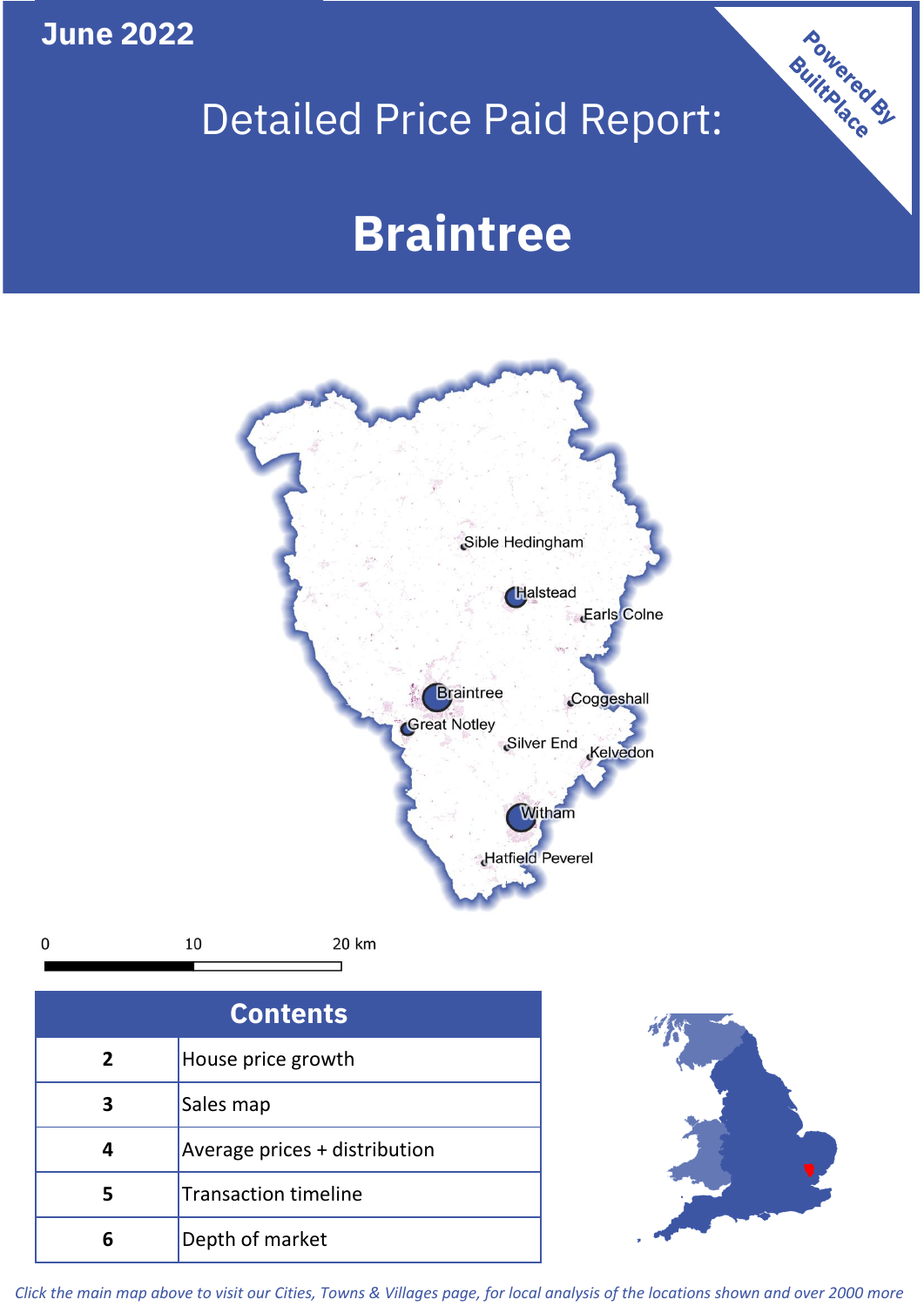June 2022

# Detailed Price Paid Report:

# Braintree

Powered By BuiltPlace

Sible Hedingham
Halstead
Earls Colne
Braintree
Coggeshall
Great Notley
Silver End
Kelvedon
Witham
Hatfield Peverel

0 10 20 km

| Contents | |
|---|---|
| 2 | House price growth |
| 3 | Sales map |
| 4 | Average prices + distribution |
| 5 | Transaction timeline |
| 6 | Depth of market |

*Click the main map above to visit our Cities, Towns & Villages page, for local analysis of the locations shown and over 2000 more*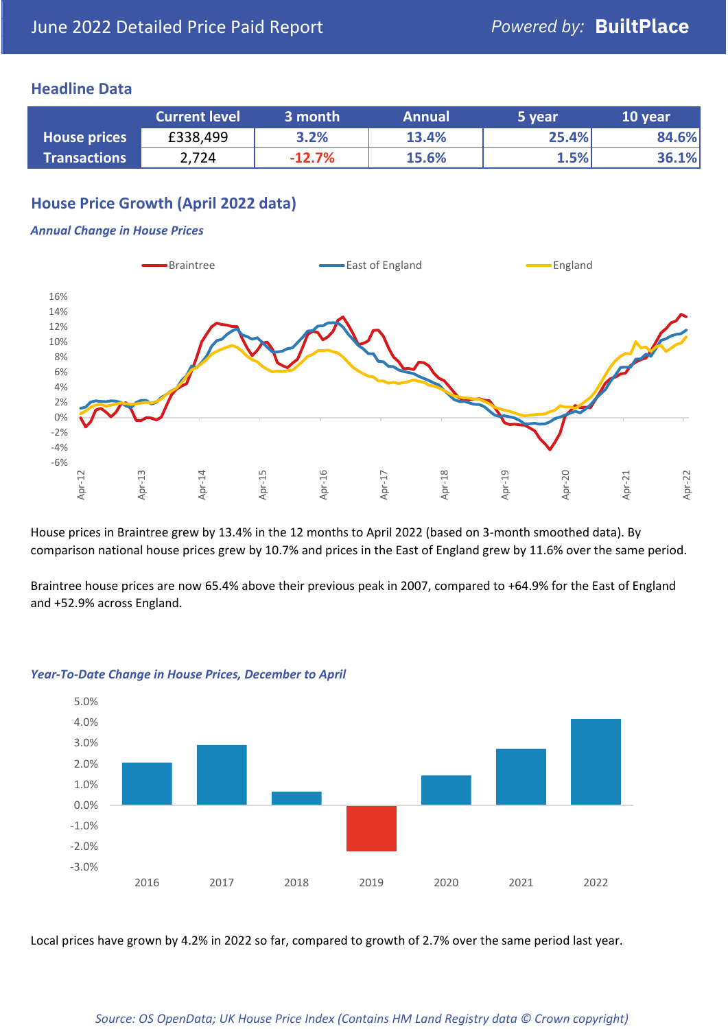June 2022 Detailed Price Paid Report

*Powered by:* **BuiltPlace**

## Headline Data

| | Current level | 3 month | Annual | 5 year | 10 year |
|---|---|---|---|---|---|
| **House prices** | £338,499 | 3.2% | 13.4% | 25.4% | 84.6% |
| **Transactions** | 2,724 | -12.7% | 15.6% | 1.5% | 36.1% |

## House Price Growth (April 2022 data)

***Annual Change in House Prices***

House prices in Braintree grew by 13.4% in the 12 months to April 2022 (based on 3-month smoothed data). By comparison national house prices grew by 10.7% and prices in the East of England grew by 11.6% over the same period.

Braintree house prices are now 65.4% above their previous peak in 2007, compared to +64.9% for the East of England and +52.9% across England.

***Year-To-Date Change in House Prices, December to April***

Local prices have grown by 4.2% in 2022 so far, compared to growth of 2.7% over the same period last year.

*Source: OS OpenData; UK House Price Index (Contains HM Land Registry data © Crown copyright)*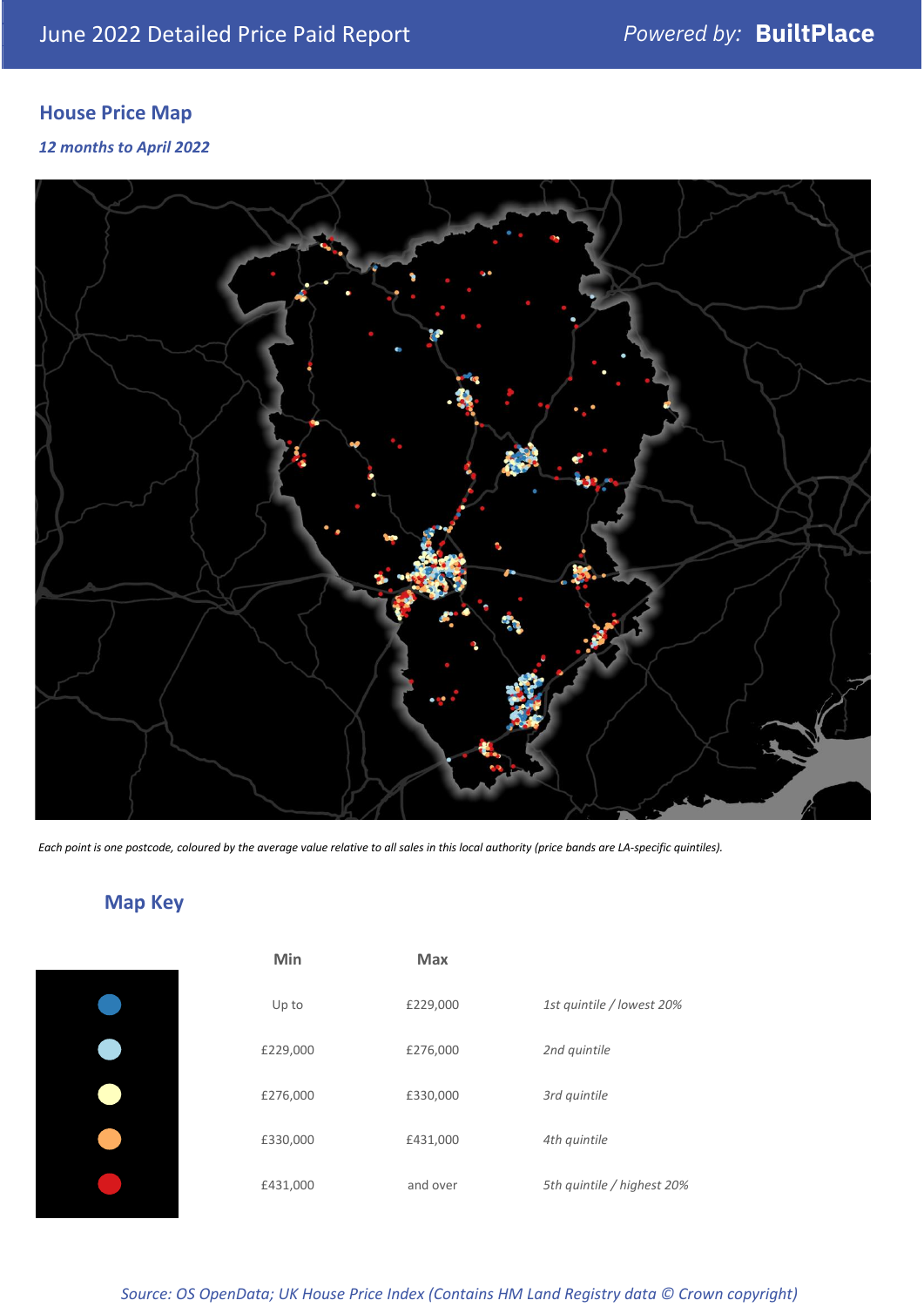# June 2022 Detailed Price Paid Report

Powered by: **BuiltPlace**

## House Price Map

*12 months to April 2022*

*Each point is one postcode, coloured by the average value relative to all sales in this local authority (price bands are LA-specific quintiles).*

## Map Key

| | Min | Max | |
|---|---|---|---|
| | Up to | £229,000 | *1st quintile / lowest 20%* |
| | £229,000 | £276,000 | *2nd quintile* |
| | £276,000 | £330,000 | *3rd quintile* |
| | £330,000 | £431,000 | *4th quintile* |
| | £431,000 | and over | *5th quintile / highest 20%* |

*Source: OS OpenData; UK House Price Index (Contains HM Land Registry data © Crown copyright)*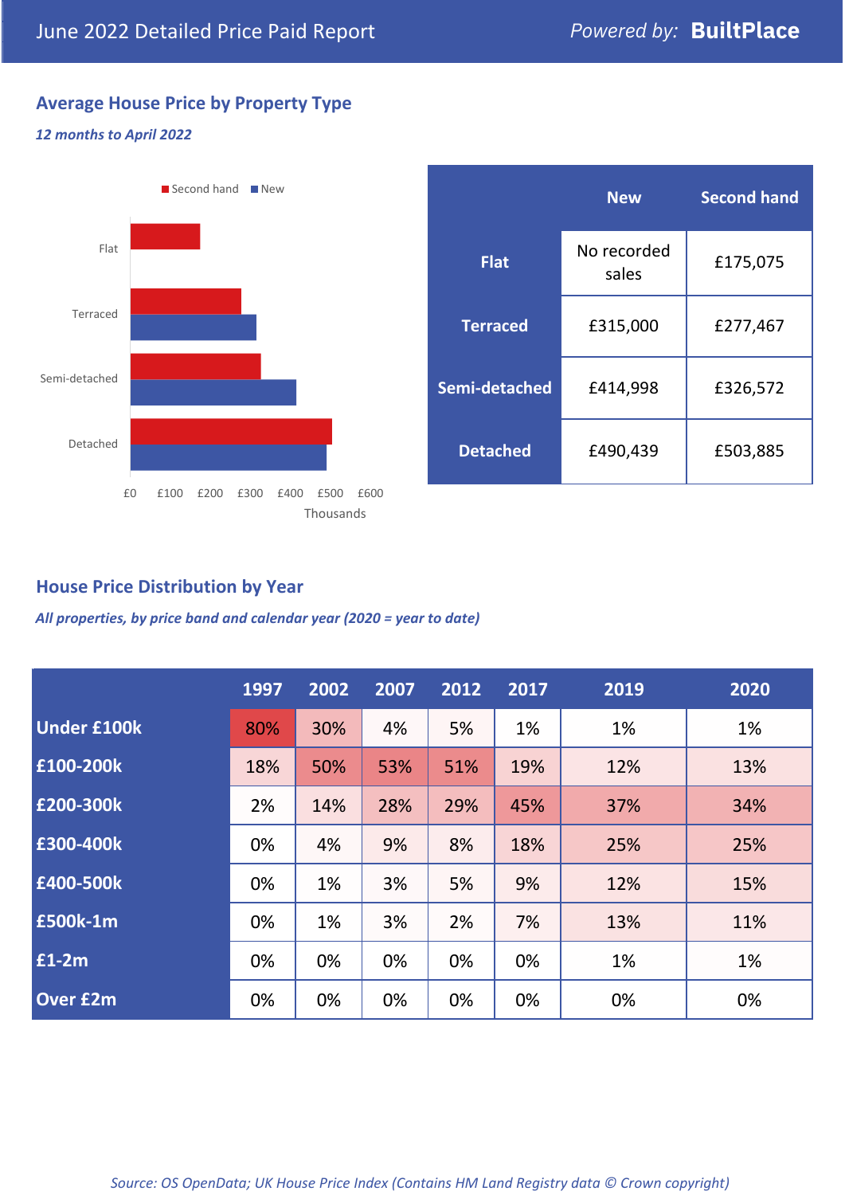June 2022 Detailed Price Paid Report

Powered by: **BuiltPlace**

## Average House Price by Property Type

*12 months to April 2022*

|  | New | Second hand |
|---|---|---|
| **Flat** | No recorded sales | £175,075 |
| **Terraced** | £315,000 | £277,467 |
| **Semi-detached** | £414,998 | £326,572 |
| **Detached** | £490,439 | £503,885 |

## House Price Distribution by Year

*All properties, by price band and calendar year (2020 = year to date)*

|  | 1997 | 2002 | 2007 | 2012 | 2017 | 2019 | 2020 |
|---|---|---|---|---|---|---|---|
| **Under £100k** | 80% | 30% | 4% | 5% | 1% | 1% | 1% |
| **£100-200k** | 18% | 50% | 53% | 51% | 19% | 12% | 13% |
| **£200-300k** | 2% | 14% | 28% | 29% | 45% | 37% | 34% |
| **£300-400k** | 0% | 4% | 9% | 8% | 18% | 25% | 25% |
| **£400-500k** | 0% | 1% | 3% | 5% | 9% | 12% | 15% |
| **£500k-1m** | 0% | 1% | 3% | 2% | 7% | 13% | 11% |
| **£1-2m** | 0% | 0% | 0% | 0% | 0% | 1% | 1% |
| **Over £2m** | 0% | 0% | 0% | 0% | 0% | 0% | 0% |

*Source: OS OpenData; UK House Price Index (Contains HM Land Registry data © Crown copyright)*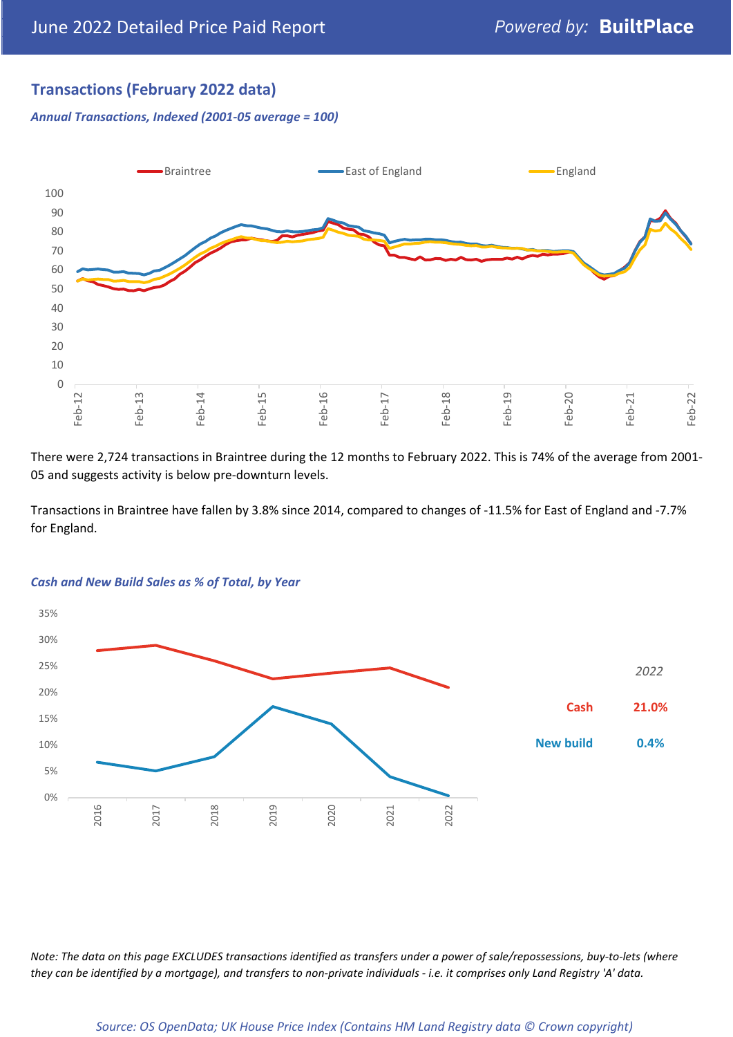## Transactions (February 2022 data)

*Annual Transactions, Indexed (2001-05 average = 100)*

There were 2,724 transactions in Braintree during the 12 months to February 2022. This is 74% of the average from 2001-05 and suggests activity is below pre-downturn levels.

Transactions in Braintree have fallen by 3.8% since 2014, compared to changes of -11.5% for East of England and -7.7% for England.

*Cash and New Build Sales as % of Total, by Year*

| *2022* | |
|---|---|
| Cash | 21.0% |
| New build | 0.4% |

*Note: The data on this page EXCLUDES transactions identified as transfers under a power of sale/repossessions, buy-to-lets (where they can be identified by a mortgage), and transfers to non-private individuals - i.e. it comprises only Land Registry 'A' data.*

*Source: OS OpenData; UK House Price Index (Contains HM Land Registry data © Crown copyright)*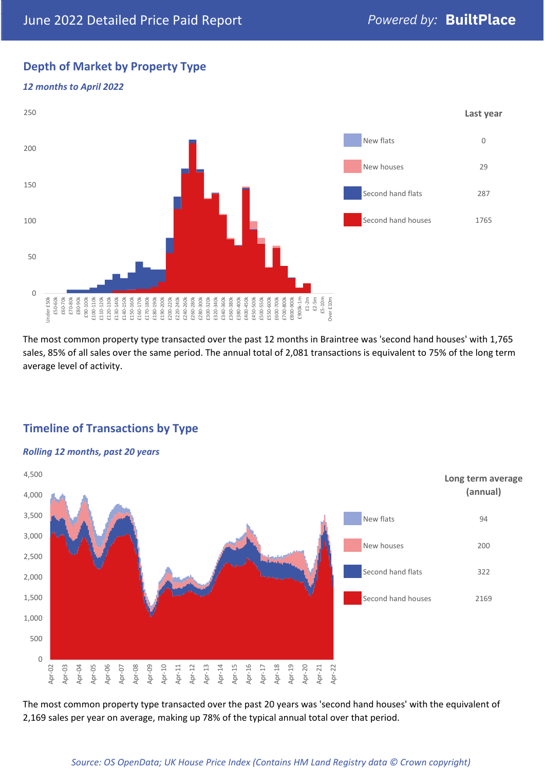June 2022 Detailed Price Paid Report

Powered by: **BuiltPlace**

## Depth of Market by Property Type

*12 months to April 2022*

250
200
150
100
50
0

Under £50k, £50-60k, £60-70k, £70-80k, £80-90k, £90-100k, £100-110k, £110-120k, £120-130k, £130-140k, £140-150k, £150-160k, £160-170k, £170-180k, £180-190k, £190-200k, £200-220k, £220-240k, £240-260k, £260-280k, £280-300k, £300-320k, £320-340k, £340-360k, £360-380k, £380-400k, £400-450k, £450-500k, £500-550k, £550-600k, £600-700k, £700-800k, £800-900k, £900k-1m, £1-2m, £2-5m, £5-10m, Over £10m

**Last year**

New flats 0
New houses 29
Second hand flats 287
Second hand houses 1765

The most common property type transacted over the past 12 months in Braintree was 'second hand houses' with 1,765 sales, 85% of all sales over the same period. The annual total of 2,081 transactions is equivalent to 75% of the long term average level of activity.

## Timeline of Transactions by Type

*Rolling 12 months, past 20 years*

4,500
4,000
3,500
3,000
2,500
2,000
1,500
1,000
500
0

Apr-02, Apr-03, Apr-04, Apr-05, Apr-06, Apr-07, Apr-08, Apr-09, Apr-10, Apr-11, Apr-12, Apr-13, Apr-14, Apr-15, Apr-16, Apr-17, Apr-18, Apr-19, Apr-20, Apr-21, Apr-22

**Long term average (annual)**

New flats 94
New houses 200
Second hand flats 322
Second hand houses 2169

The most common property type transacted over the past 20 years was 'second hand houses' with the equivalent of 2,169 sales per year on average, making up 78% of the typical annual total over that period.

*Source: OS OpenData; UK House Price Index (Contains HM Land Registry data © Crown copyright)*